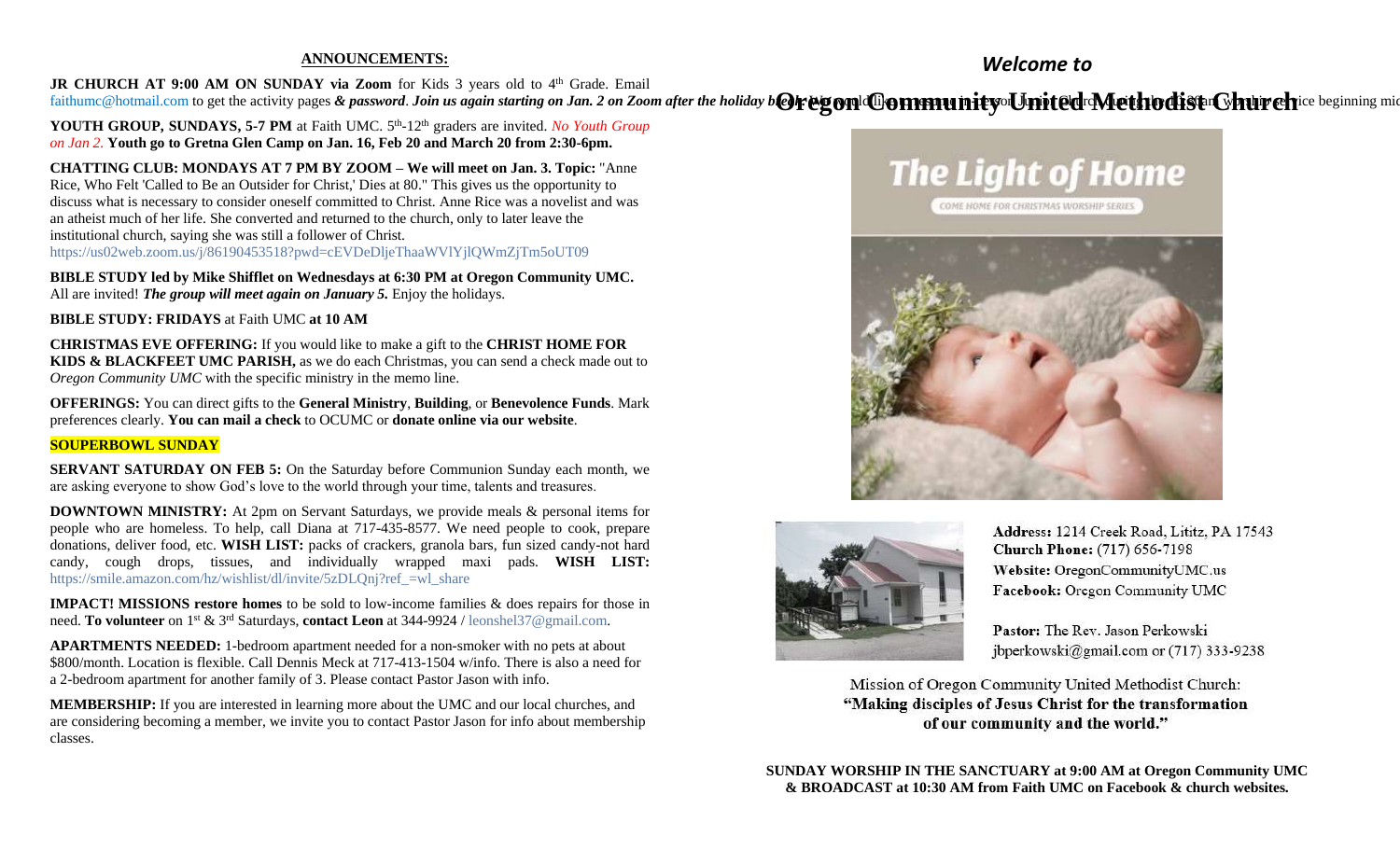## ANNOUNCEMENTS:

**JR CHURCH AT 9:00 AM ON SUNDAY via Zoom** for Kids 3 years old to 4th Grade. Email faithumc@hotmail.com to get the activity pages ***& password***. ***Join us again starting on Jan. 2 on Zoom after the holiday break.*** We would like to resume in-person Junior Church during the 9 am worship service beginning mid

**YOUTH GROUP, SUNDAYS, 5-7 PM** at Faith UMC. 5th-12th graders are invited. *No Youth Group on Jan 2.* **Youth go to Gretna Glen Camp on Jan. 16, Feb 20 and March 20 from 2:30-6pm.**

**CHATTING CLUB: MONDAYS AT 7 PM BY ZOOM – We will meet on Jan. 3. Topic:** "Anne Rice, Who Felt 'Called to Be an Outsider for Christ,' Dies at 80." This gives us the opportunity to discuss what is necessary to consider oneself committed to Christ. Anne Rice was a novelist and was an atheist much of her life. She converted and returned to the church, only to later leave the institutional church, saying she was still a follower of Christ.
https://us02web.zoom.us/j/86190453518?pwd=cEVDeDljeThaaWVlYjlQWmZjTm5oUT09

**BIBLE STUDY led by Mike Shifflet on Wednesdays at 6:30 PM at Oregon Community UMC.** All are invited! ***The group will meet again on January 5.*** Enjoy the holidays.

**BIBLE STUDY: FRIDAYS** at Faith UMC **at 10 AM**

**CHRISTMAS EVE OFFERING:** If you would like to make a gift to the **CHRIST HOME FOR KIDS & BLACKFEET UMC PARISH,** as we do each Christmas, you can send a check made out to *Oregon Community UMC* with the specific ministry in the memo line.

**OFFERINGS:** You can direct gifts to the **General Ministry**, **Building**, or **Benevolence Funds**. Mark preferences clearly. **You can mail a check** to OCUMC or **donate online via our website**.

**SOUPERBOWL SUNDAY**

**SERVANT SATURDAY ON FEB 5:** On the Saturday before Communion Sunday each month, we are asking everyone to show God's love to the world through your time, talents and treasures.

**DOWNTOWN MINISTRY:** At 2pm on Servant Saturdays, we provide meals & personal items for people who are homeless. To help, call Diana at 717-435-8577. We need people to cook, prepare donations, deliver food, etc. **WISH LIST:** packs of crackers, granola bars, fun sized candy-not hard candy, cough drops, tissues, and individually wrapped maxi pads. **WISH LIST:** https://smile.amazon.com/hz/wishlist/dl/invite/5zDLQnj?ref_=wl_share

**IMPACT! MISSIONS restore homes** to be sold to low-income families & does repairs for those in need. **To volunteer** on 1st & 3rd Saturdays, **contact Leon** at 344-9924 / leonshel37@gmail.com.

**APARTMENTS NEEDED:** 1-bedroom apartment needed for a non-smoker with no pets at about $800/month. Location is flexible. Call Dennis Meck at 717-413-1504 w/info. There is also a need for a 2-bedroom apartment for another family of 3. Please contact Pastor Jason with info.

**MEMBERSHIP:** If you are interested in learning more about the UMC and our local churches, and are considering becoming a member, we invite you to contact Pastor Jason for info about membership classes.

*Welcome to*

# Oregon Community United Methodist Church

The Light of Home

COME HOME FOR CHRISTMAS WORSHIP SERIES

**Address:** 1214 Creek Road, Lititz, PA 17543
**Church Phone:** (717) 656-7198
**Website:** OregonCommunityUMC.us
**Facebook:** Oregon Community UMC

**Pastor:** The Rev. Jason Perkowski
jbperkowski@gmail.com or (717) 333-9238

Mission of Oregon Community United Methodist Church:
**"Making disciples of Jesus Christ for the transformation of our community and the world."**

**SUNDAY WORSHIP IN THE SANCTUARY at 9:00 AM at Oregon Community UMC & BROADCAST at 10:30 AM from Faith UMC on Facebook & church websites.**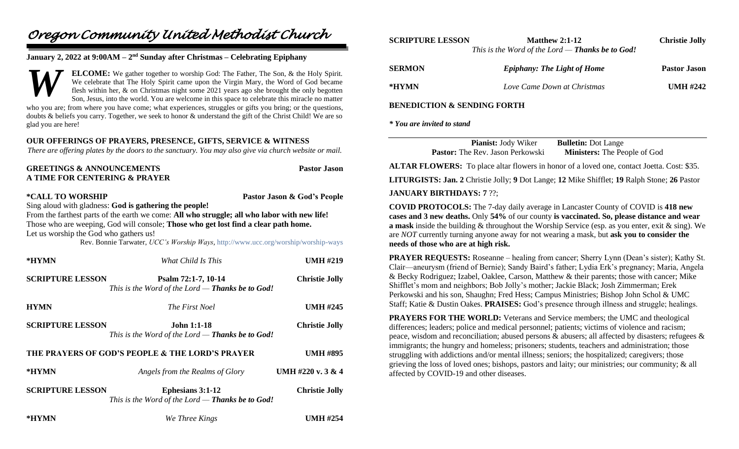# Oregon Community United Methodist Church

**January 2, 2022 at 9:00AM – 2nd Sunday after Christmas – Celebrating Epiphany**

**WELCOME:** We gather together to worship God: The Father, The Son, & the Holy Spirit. We celebrate that The Holy Spirit came upon the Virgin Mary, the Word of God became flesh within her, & on Christmas night some 2021 years ago she brought the only begotten Son, Jesus, into the world. You are welcome in this space to celebrate this miracle no matter who you are; from where you have come; what experiences, struggles or gifts you bring; or the questions, doubts & beliefs you carry. Together, we seek to honor & understand the gift of the Christ Child! We are so glad you are here!

**OUR OFFERINGS OF PRAYERS, PRESENCE, GIFTS, SERVICE & WITNESS**

*There are offering plates by the doors to the sanctuary. You may also give via church website or mail.*

**GREETINGS & ANNOUNCEMENTS** — **Pastor Jason**

**A TIME FOR CENTERING & PRAYER**

**\*CALL TO WORSHIP** — **Pastor Jason & God's People**

Sing aloud with gladness: **God is gathering the people!**
From the farthest parts of the earth we come: **All who struggle; all who labor with new life!**
Those who are weeping, God will console; **Those who get lost find a clear path home.**
Let us worship the God who gathers us!

Rev. Bonnie Tarwater, *UCC's Worship Ways*, http://www.ucc.org/worship/worship-ways

| | | |
|---|---|---|
| **\*HYMN** | *What Child Is This* | **UMH #219** |
| **SCRIPTURE LESSON** | **Psalm 72:1-7, 10-14**<br>*This is the Word of the Lord — **Thanks be to God!*** | **Christie Jolly** |
| **HYMN** | *The First Noel* | **UMH #245** |
| **SCRIPTURE LESSON** | **John 1:1-18**<br>*This is the Word of the Lord — **Thanks be to God!*** | **Christie Jolly** |
| **THE PRAYERS OF GOD'S PEOPLE & THE LORD'S PRAYER** | | **UMH #895** |
| **\*HYMN** | *Angels from the Realms of Glory* | **UMH #220 v. 3 & 4** |
| **SCRIPTURE LESSON** | **Ephesians 3:1-12**<br>*This is the Word of the Lord — **Thanks be to God!*** | **Christie Jolly** |
| **\*HYMN** | *We Three Kings* | **UMH #254** |
| **SCRIPTURE LESSON** | **Matthew 2:1-12**<br>*This is the Word of the Lord — **Thanks be to God!*** | **Christie Jolly** |
| **SERMON** | ***Epiphany: The Light of Home*** | **Pastor Jason** |
| **\*HYMN** | *Love Came Down at Christmas* | **UMH #242** |

**BENEDICTION & SENDING FORTH**

***\* You are invited to stand***

**Pianist:** Jody Wiker **Bulletin:** Dot Lange
**Pastor:** The Rev. Jason Perkowski **Ministers:** The People of God

**ALTAR FLOWERS:** To place altar flowers in honor of a loved one, contact Joetta. Cost: $35.

**LITURGISTS: Jan. 2** Christie Jolly; **9** Dot Lange; **12** Mike Shifflet; **19** Ralph Stone; **26** Pastor

**JANUARY BIRTHDAYS: 7** ??;

**COVID PROTOCOLS:** The 7-day daily average in Lancaster County of COVID is **418 new cases and 3 new deaths.** Only **54%** of our county **is vaccinated. So, please distance and wear a mask** inside the building & throughout the Worship Service (esp. as you enter, exit & sing). We are *NOT* currently turning anyone away for not wearing a mask, but **ask you to consider the needs of those who are at high risk.**

**PRAYER REQUESTS:** Roseanne – healing from cancer; Sherry Lynn (Dean's sister); Kathy St. Clair—aneurysm (friend of Bernie); Sandy Baird's father; Lydia Erk's pregnancy; Maria, Angela & Becky Rodriguez; Izabel, Oaklee, Carson, Matthew & their parents; those with cancer; Mike Shifflet's mom and neighbors; Bob Jolly's mother; Jackie Black; Josh Zimmerman; Erek Perkowski and his son, Shaughn; Fred Hess; Campus Ministries; Bishop John Schol & UMC Staff; Katie & Dustin Oakes. **PRAISES:** God's presence through illness and struggle; healings.

**PRAYERS FOR THE WORLD:** Veterans and Service members; the UMC and theological differences; leaders; police and medical personnel; patients; victims of violence and racism; peace, wisdom and reconciliation; abused persons & abusers; all affected by disasters; refugees & immigrants; the hungry and homeless; prisoners; students, teachers and administration; those struggling with addictions and/or mental illness; seniors; the hospitalized; caregivers; those grieving the loss of loved ones; bishops, pastors and laity; our ministries; our community; & all affected by COVID-19 and other diseases.